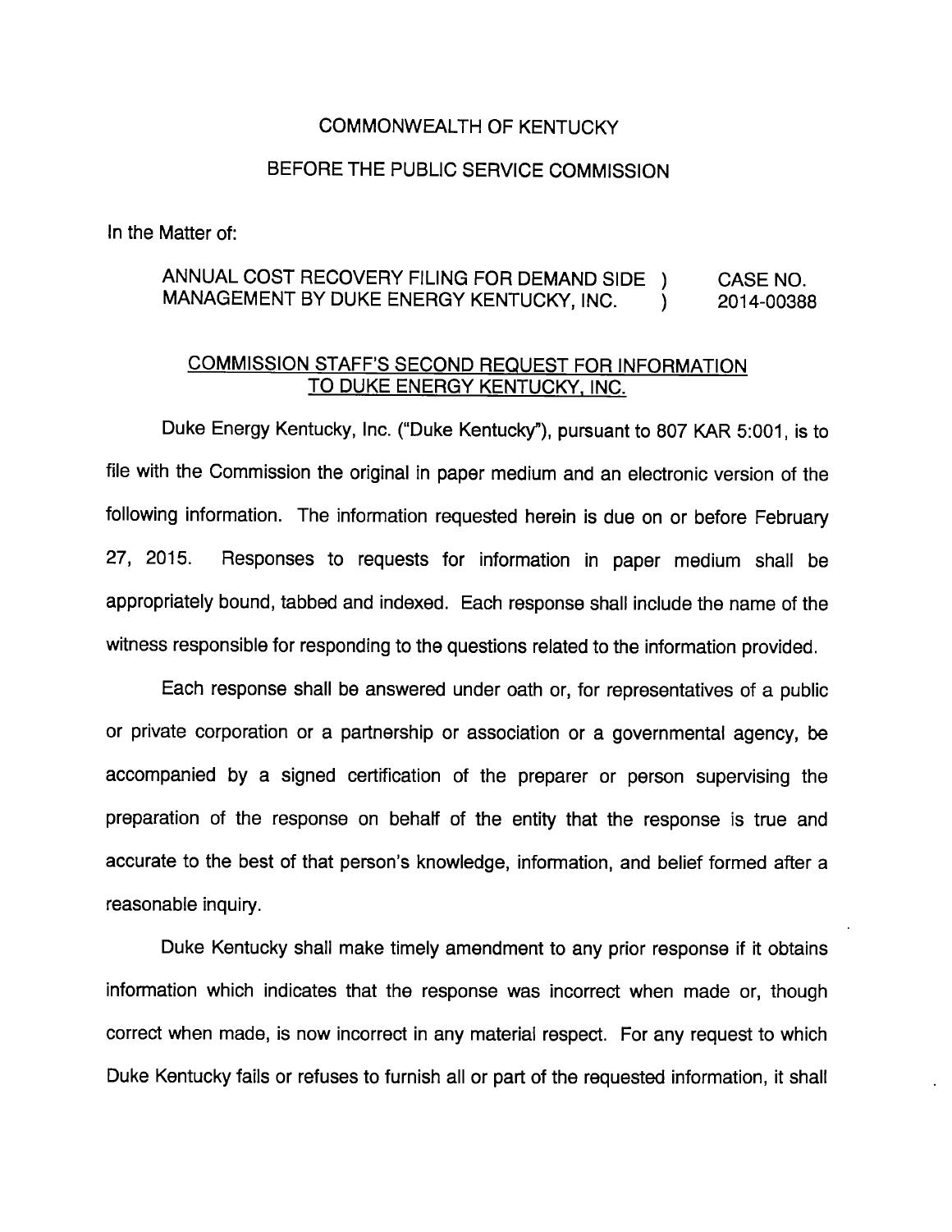COMMONWEALTH OF KENTUCKY

BEFORE THE PUBLIC SERVICE COMMISSION

In the Matter of:

| ANNUAL COST RECOVERY FILING FOR DEMAND SIDE MANAGEMENT BY DUKE ENERGY KENTUCKY, INC. | ) ) | CASE NO. 2014-00388 |
|---|---|---|

COMMISSION STAFF'S SECOND REQUEST FOR INFORMATION TO DUKE ENERGY KENTUCKY, INC.

Duke Energy Kentucky, Inc. ("Duke Kentucky"), pursuant to 807 KAR 5:001, is to file with the Commission the original in paper medium and an electronic version of the following information. The information requested herein is due on or before February 27, 2015. Responses to requests for information in paper medium shall be appropriately bound, tabbed and indexed. Each response shall include the name of the witness responsible for responding to the questions related to the information provided.

Each response shall be answered under oath or, for representatives of a public or private corporation or a partnership or association or a governmental agency, be accompanied by a signed certification of the preparer or person supervising the preparation of the response on behalf of the entity that the response is true and accurate to the best of that person's knowledge, information, and belief formed after a reasonable inquiry.

Duke Kentucky shall make timely amendment to any prior response if it obtains information which indicates that the response was incorrect when made or, though correct when made, is now incorrect in any material respect. For any request to which Duke Kentucky fails or refuses to furnish all or part of the requested information, it shall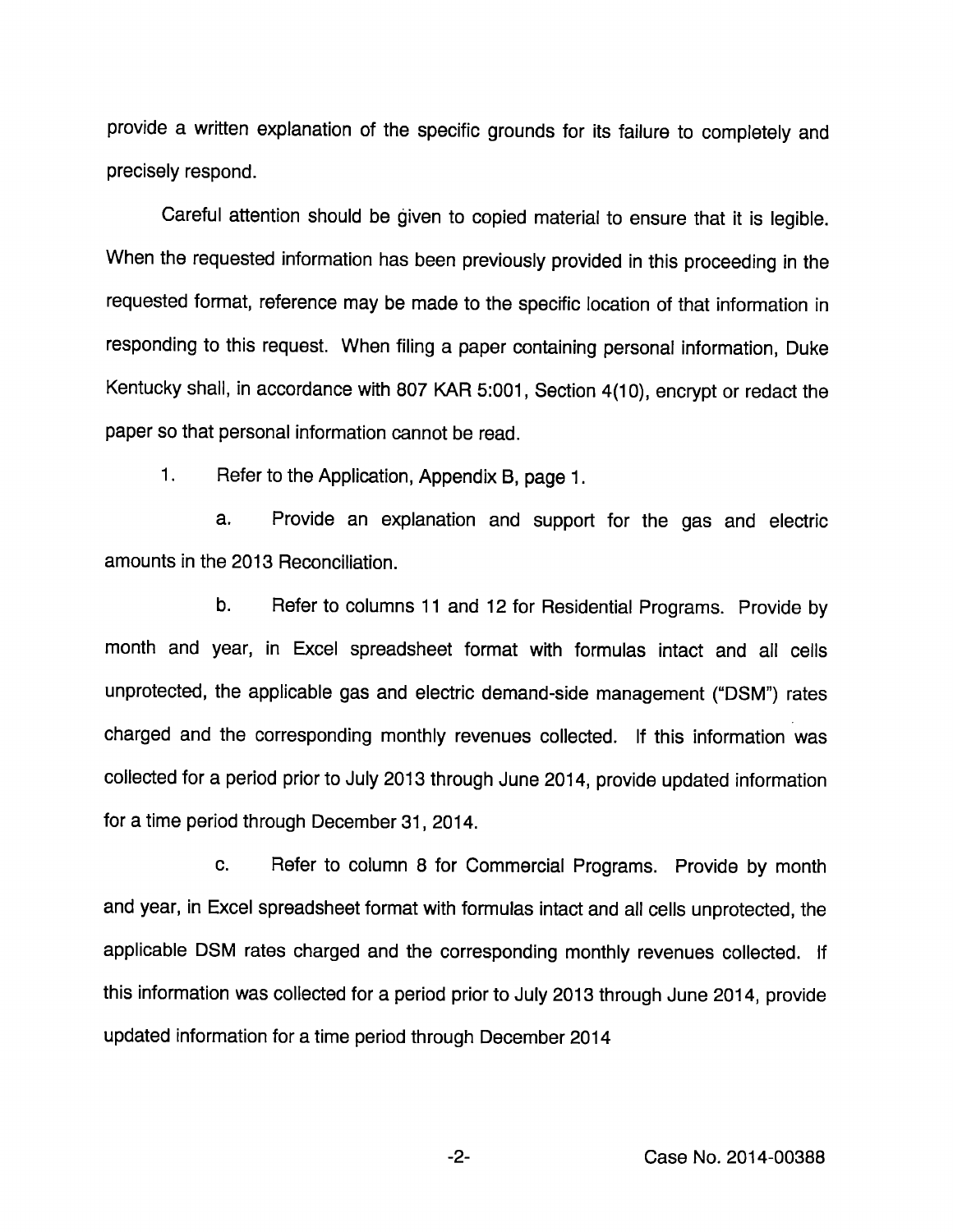provide a written explanation of the specific grounds for its failure to completely and precisely respond.

Careful attention should be given to copied material to ensure that it is legible. When the requested information has been previously provided in this proceeding in the requested format, reference may be made to the specific location of that information in responding to this request. When filing a paper containing personal information, Duke Kentucky shall, in accordance with 807 KAR 5:001, Section 4(10), encrypt or redact the paper so that personal information cannot be read.

1. Refer to the Application, Appendix B, page 1.

   a. Provide an explanation and support for the gas and electric amounts in the 2013 Reconciliation.

   b. Refer to columns 11 and 12 for Residential Programs. Provide by month and year, in Excel spreadsheet format with formulas intact and all cells unprotected, the applicable gas and electric demand-side management ("DSM") rates charged and the corresponding monthly revenues collected. If this information was collected for a period prior to July 2013 through June 2014, provide updated information for a time period through December 31, 2014.

   c. Refer to column 8 for Commercial Programs. Provide by month and year, in Excel spreadsheet format with formulas intact and all cells unprotected, the applicable DSM rates charged and the corresponding monthly revenues collected. If this information was collected for a period prior to July 2013 through June 2014, provide updated information for a time period through December 2014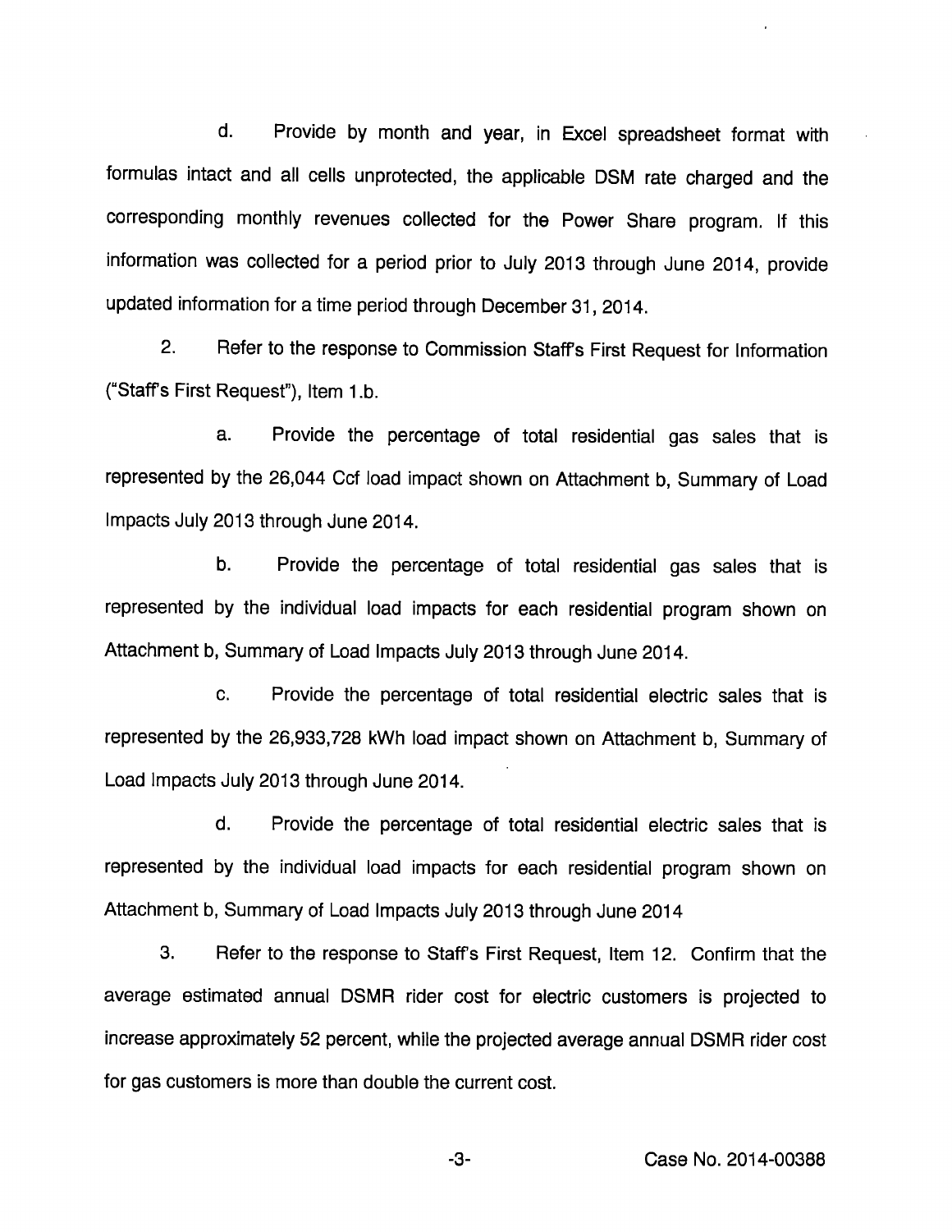d. Provide by month and year, in Excel spreadsheet format with formulas intact and all cells unprotected, the applicable DSM rate charged and the corresponding monthly revenues collected for the Power Share program. If this information was collected for a period prior to July 2013 through June 2014, provide updated information for a time period through December 31, 2014.

2. Refer to the response to Commission Staff's First Request for Information ("Staff's First Request"), Item 1.b.

a. Provide the percentage of total residential gas sales that is represented by the 26,044 Ccf load impact shown on Attachment b, Summary of Load Impacts July 2013 through June 2014.

b. Provide the percentage of total residential gas sales that is represented by the individual load impacts for each residential program shown on Attachment b, Summary of Load Impacts July 2013 through June 2014.

c. Provide the percentage of total residential electric sales that is represented by the 26,933,728 kWh load impact shown on Attachment b, Summary of Load Impacts July 2013 through June 2014.

d. Provide the percentage of total residential electric sales that is represented by the individual load impacts for each residential program shown on Attachment b, Summary of Load Impacts July 2013 through June 2014

3. Refer to the response to Staff's First Request, Item 12. Confirm that the average estimated annual DSMR rider cost for electric customers is projected to increase approximately 52 percent, while the projected average annual DSMR rider cost for gas customers is more than double the current cost.

Case No. 2014-00388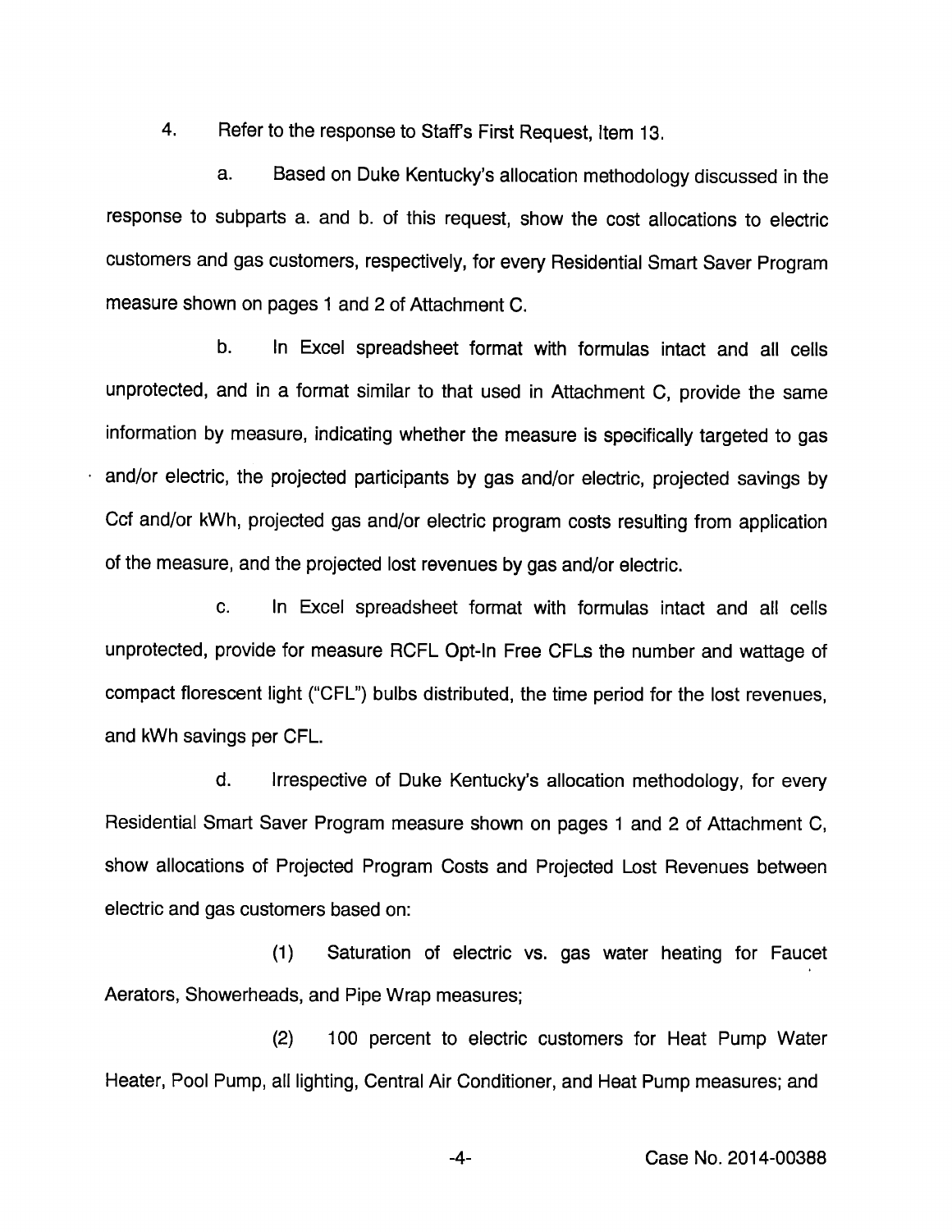4. Refer to the response to Staff's First Request, Item 13.

a. Based on Duke Kentucky's allocation methodology discussed in the response to subparts a. and b. of this request, show the cost allocations to electric customers and gas customers, respectively, for every Residential Smart Saver Program measure shown on pages 1 and 2 of Attachment C.

b. In Excel spreadsheet format with formulas intact and all cells unprotected, and in a format similar to that used in Attachment C, provide the same information by measure, indicating whether the measure is specifically targeted to gas and/or electric, the projected participants by gas and/or electric, projected savings by Ccf and/or kWh, projected gas and/or electric program costs resulting from application of the measure, and the projected lost revenues by gas and/or electric.

c. In Excel spreadsheet format with formulas intact and all cells unprotected, provide for measure RCFL Opt-In Free CFLs the number and wattage of compact florescent light ("CFL") bulbs distributed, the time period for the lost revenues, and kWh savings per CFL.

d. Irrespective of Duke Kentucky's allocation methodology, for every Residential Smart Saver Program measure shown on pages 1 and 2 of Attachment C, show allocations of Projected Program Costs and Projected Lost Revenues between electric and gas customers based on:

(1) Saturation of electric vs. gas water heating for Faucet Aerators, Showerheads, and Pipe Wrap measures;

(2) 100 percent to electric customers for Heat Pump Water Heater, Pool Pump, all lighting, Central Air Conditioner, and Heat Pump measures; and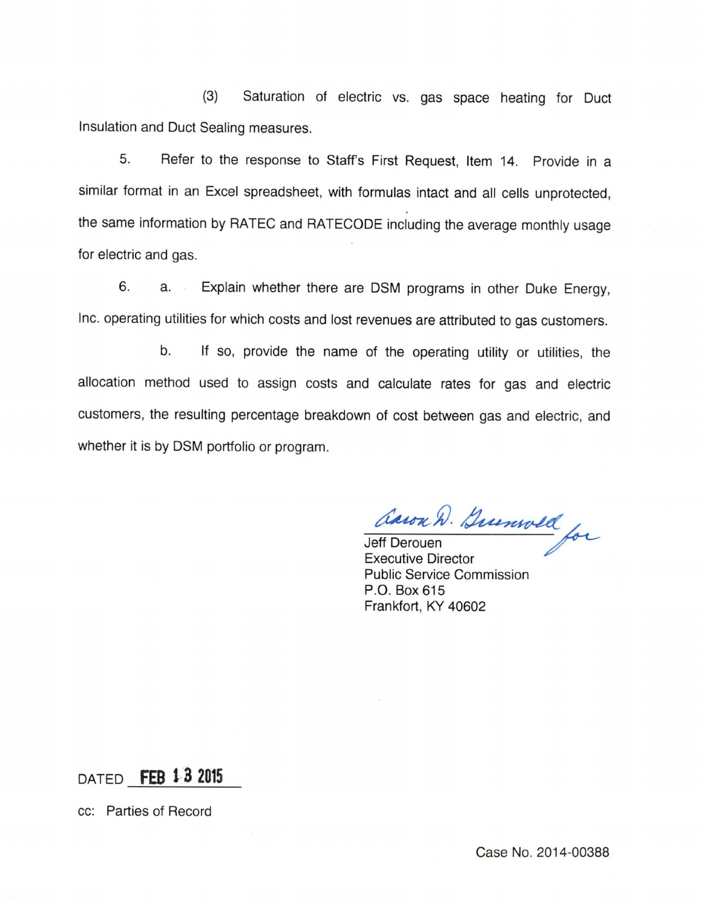(3) Saturation of electric vs. gas space heating for Duct Insulation and Duct Sealing measures.

5. Refer to the response to Staff's First Request, Item 14. Provide in a similar format in an Excel spreadsheet, with formulas intact and all cells unprotected, the same information by RATEC and RATECODE including the average monthly usage for electric and gas.

6. a. Explain whether there are DSM programs in other Duke Energy, Inc. operating utilities for which costs and lost revenues are attributed to gas customers.

b. If so, provide the name of the operating utility or utilities, the allocation method used to assign costs and calculate rates for gas and electric customers, the resulting percentage breakdown of cost between gas and electric, and whether it is by DSM portfolio or program.

Aaron D. Greenwell for

Jeff Derouen
Executive Director
Public Service Commission
P.O. Box 615
Frankfort, KY 40602

DATED FEB 13 2015

cc: Parties of Record

Case No. 2014-00388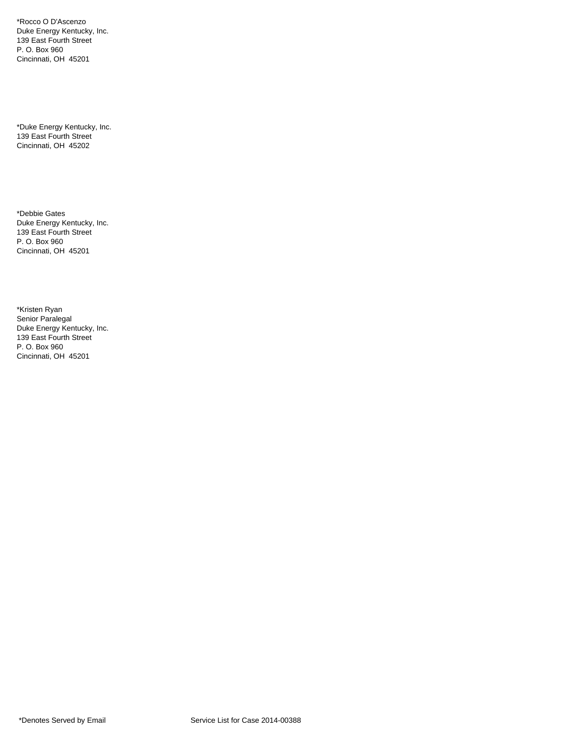*Rocco O D'Ascenzo
Duke Energy Kentucky, Inc.
139 East Fourth Street
P. O. Box 960
Cincinnati, OH 45201

*Duke Energy Kentucky, Inc.
139 East Fourth Street
Cincinnati, OH 45202

*Debbie Gates
Duke Energy Kentucky, Inc.
139 East Fourth Street
P. O. Box 960
Cincinnati, OH 45201

*Kristen Ryan
Senior Paralegal
Duke Energy Kentucky, Inc.
139 East Fourth Street
P. O. Box 960
Cincinnati, OH 45201

*Denotes Served by Email

Service List for Case 2014-00388